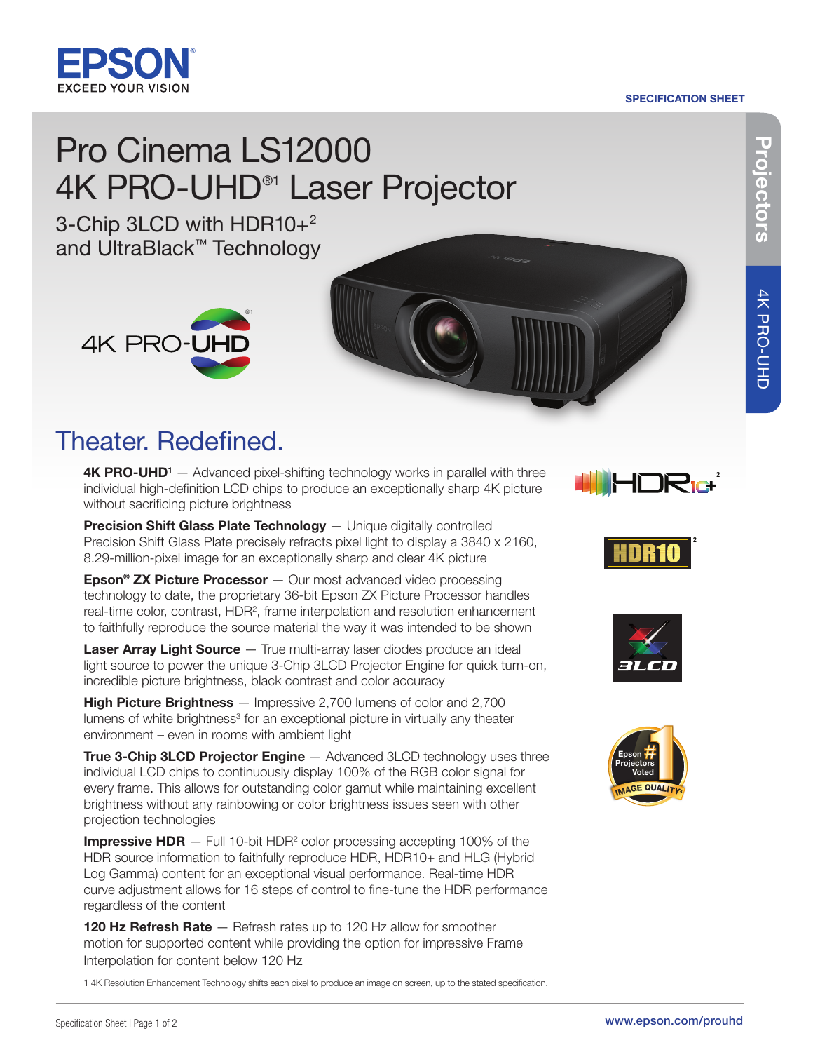SPECIFICATION SHEET

# Pro Cinema LS12000 4K PRO-UHD®[1] Laser Projector

## 3-Chip 3LCD with HDR10+[2] and UltraBlack™ Technology

## Theater. Redefined.

**4K PRO-UHD[1]** — Advanced pixel-shifting technology works in parallel with three individual high-definition LCD chips to produce an exceptionally sharp 4K picture without sacrificing picture brightness

**Precision Shift Glass Plate Technology** — Unique digitally controlled Precision Shift Glass Plate precisely refracts pixel light to display a 3840 x 2160, 8.29-million-pixel image for an exceptionally sharp and clear 4K picture

**Epson® ZX Picture Processor** — Our most advanced video processing technology to date, the proprietary 36-bit Epson ZX Picture Processor handles real-time color, contrast, HDR[2], frame interpolation and resolution enhancement to faithfully reproduce the source material the way it was intended to be shown

**Laser Array Light Source** — True multi-array laser diodes produce an ideal light source to power the unique 3-Chip 3LCD Projector Engine for quick turn-on, incredible picture brightness, black contrast and color accuracy

**High Picture Brightness** — Impressive 2,700 lumens of color and 2,700 lumens of white brightness[3] for an exceptional picture in virtually any theater environment – even in rooms with ambient light

**True 3-Chip 3LCD Projector Engine** — Advanced 3LCD technology uses three individual LCD chips to continuously display 100% of the RGB color signal for every frame. This allows for outstanding color gamut while maintaining excellent brightness without any rainbowing or color brightness issues seen with other projection technologies

**Impressive HDR** — Full 10-bit HDR[2] color processing accepting 100% of the HDR source information to faithfully reproduce HDR, HDR10+ and HLG (Hybrid Log Gamma) content for an exceptional visual performance. Real-time HDR curve adjustment allows for 16 steps of control to fine-tune the HDR performance regardless of the content

**120 Hz Refresh Rate** — Refresh rates up to 120 Hz allow for smoother motion for supported content while providing the option for impressive Frame Interpolation for content below 120 Hz

Epson #1 Projectors Voted Image Quality

1 4K Resolution Enhancement Technology shifts each pixel to produce an image on screen, up to the stated specification.

www.epson.com/prouhd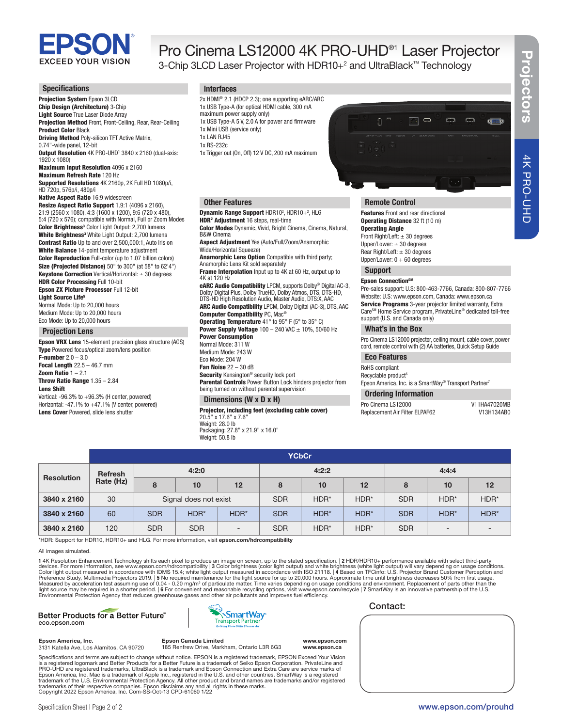# Pro Cinema LS12000 4K PRO-UHD®[1] Laser Projector

3-Chip 3LCD Laser Projector with HDR10+[2] and UltraBlack™ Technology

## Specifications

**Projection System** Epson 3LCD
**Chip Design (Architecture)** 3-Chip
**Light Source** True Laser Diode Array
**Projection Method** Front, Front-Ceiling, Rear, Rear-Ceiling
**Product Color** Black
**Driving Method** Poly-silicon TFT Active Matrix, 0.74"-wide panel, 12-bit
**Output Resolution** 4K PRO-UHD[1] 3840 x 2160 (dual-axis: 1920 x 1080)
**Maximum Input Resolution** 4096 x 2160
**Maximum Refresh Rate** 120 Hz
**Supported Resolutions** 4K 2160p, 2K Full HD 1080p/i, HD 720p, 576p/i, 480p/i
**Native Aspect Ratio** 16:9 widescreen
**Resize Aspect Ratio Support** 1.9:1 (4096 x 2160), 21:9 (2560 x 1080), 4:3 (1600 x 1200), 9:6 (720 x 480), 5:4 (720 x 576); compatible with Normal, Full or Zoom Modes
**Color Brightness**[3] Color Light Output: 2,700 lumens
**White Brightness**[3] White Light Output: 2,700 lumens
**Contrast Ratio** Up to and over 2,500,000:1, Auto Iris on
**White Balance** 14-point temperature adjustment
**Color Reproduction** Full-color (up to 1.07 billion colors)
**Size (Projected Distance)** 50" to 300" (at 58" to 62'4")
**Keystone Correction** Vertical/Horizontal: ± 30 degrees
**HDR Color Processing** Full 10-bit
**Epson ZX Picture Processor** Full 12-bit
**Light Source Life**[5]
Normal Mode: Up to 20,000 hours
Medium Mode: Up to 20,000 hours
Eco Mode: Up to 20,000 hours

## Projection Lens

**Epson VRX Lens** 15-element precision glass structure (AGS)
**Type** Powered focus/optical zoom/lens position
**F-number** 2.0 – 3.0
**Focal Length** 22.5 – 46.7 mm
**Zoom Ratio** 1 – 2.1
**Throw Ratio Range** 1.35 – 2.84
**Lens Shift**
Vertical: -96.3% to +96.3% (H center, powered)
Horizontal: -47.1% to +47.1% (V center, powered)
**Lens Cover** Powered, slide lens shutter

## Interfaces

2x HDMI® 2.1 (HDCP 2.3); one supporting eARC/ARC
1x USB Type-A (for optical HDMI cable, 300 mA maximum power supply only)
1x USB Type-A 5 V, 2.0 A for power and firmware
1x Mini USB (service only)
1x LAN RJ45
1x RS-232c
1x Trigger out (On, Off) 12 V DC, 200 mA maximum

## Other Features

**Dynamic Range Support** HDR10[2], HDR10+[2], HLG
**HDR[2] Adjustment** 16 steps, real-time
**Color Modes** Dynamic, Vivid, Bright Cinema, Cinema, Natural, B&W Cinema
**Aspect Adjustment** Yes (Auto/Full/Zoom/Anamorphic Wide/Horizontal Squeeze)
**Anamorphic Lens Option** Compatible with third party; Anamorphic Lens Kit sold separately
**Frame Interpolation** Input up to 4K at 60 Hz, output up to 4K at 120 Hz
**eARC Audio Compatibility** LPCM, supports Dolby® Digital AC-3, Dolby Digital Plus, Dolby TrueHD, Dolby Atmos, DTS, DTS-HD, DTS-HD High Resolution Audio, Master Audio, DTS:X, AAC
**ARC Audio Compatibility** LPCM, Dolby Digital (AC-3), DTS, AAC
**Computer Compatibility** PC, Mac®
**Operating Temperature** 41° to 95° F (5° to 35° C)
**Power Supply Voltage** 100 – 240 VAC ± 10%, 50/60 Hz
**Power Consumption**
Normal Mode: 311 W
Medium Mode: 243 W
Eco Mode: 204 W
**Fan Noise** 22 – 30 dB
**Security** Kensington® security lock port
**Parental Controls** Power Button Lock hinders projector from being turned on without parental supervision

## Dimensions (W x D x H)

**Projector, including feet (excluding cable cover)**
20.5" x 17.6" x 7.6"
Weight: 28.0 lb
Packaging: 27.8" x 21.9" x 16.0"
Weight: 50.8 lb

## Remote Control

**Features** Front and rear directional
**Operating Distance** 32 ft (10 m)
**Operating Angle**
Front Right/Left: ± 30 degrees
Upper/Lower: ± 30 degrees
Rear Right/Left: ± 30 degrees
Upper/Lower: 0 + 60 degrees

## Support

**Epson Connection℠**
Pre-sales support: U.S: 800-463-7766, Canada: 800-807-7766
Website: U.S: www.epson.com, Canada: www.epson.ca
**Service Programs** 3-year projector limited warranty, Extra Care℠ Home Service program, PrivateLine® dedicated toll-free support (U.S. and Canada only)

## What's in the Box

Pro Cinema LS12000 projector, ceiling mount, cable cover, power cord, remote control with (2) AA batteries, Quick Setup Guide

## Eco Features

RoHS compliant
Recyclable product[6]
Epson America, Inc. is a SmartWay® Transport Partner[7]

## Ordering Information

| | |
|---|---|
| Pro Cinema LS12000 | V11HA47020MB |
| Replacement Air Filter ELPAF62 | V13H134AB0 |

| Resolution | Refresh Rate (Hz) | YCbCr 4:2:0 8 | 4:2:0 10 | 4:2:0 12 | 4:2:2 8 | 4:2:2 10 | 4:2:2 12 | 4:4:4 8 | 4:4:4 10 | 4:4:4 12 |
|---|---|---|---|---|---|---|---|---|---|---|
| 3840 x 2160 | 30 | Signal does not exist | | | SDR | HDR* | HDR* | SDR | HDR* | HDR* |
| 3840 x 2160 | 60 | SDR | HDR* | HDR* | SDR | HDR* | HDR* | SDR | HDR* | HDR* |
| 3840 x 2160 | 120 | SDR | SDR | - | SDR | HDR* | HDR* | SDR | - | - |

*HDR: Support for HDR10, HDR10+ and HLG. For more information, visit **epson.com/hdrcompatibility**

All images simulated.

**1** 4K Resolution Enhancement Technology shifts each pixel to produce an image on screen, up to the stated specification. | **2** HDR/HDR10+ performance available with select third-party devices. For more information, see www.epson.com/hdrcompatibility | **3** Color brightness (color light output) and white brightness (white light output) will vary depending on usage conditions. Color light output measured in accordance with IDMS 15.4; white light output measured in accordance with ISO 21118. | **4** Based on TFCinfo: U.S. Projector Brand Customer Perception and Preference Study, Multimedia Projectors 2019. | **5** No required maintenance for the light source for up to 20,000 hours. Approximate time until brightness decreases 50% from first usage. Measured by acceleration test assuming use of 0.04 - 0.20 mg/m³ of particulate matter. Time varies depending on usage conditions and environment. Replacement of parts other than the light source may be required in a shorter period. | **6** For convenient and reasonable recycling options, visit www.epson.com/recycle | **7** SmartWay is an innovative partnership of the U.S. Environmental Protection Agency that reduces greenhouse gases and other air pollutants and improves fuel efficiency.

Better Products for a Better Future™
eco.epson.com

Contact:

**Epson America, Inc.**
3131 Katella Ave, Los Alamitos, CA 90720

**Epson Canada Limited**
185 Renfrew Drive, Markham, Ontario L3R 6G3

**www.epson.com**
**www.epson.ca**

Specifications and terms are subject to change without notice. EPSON is a registered trademark, EPSON Exceed Your Vision is a registered logomark and Better Products for a Better Future is a trademark of Seiko Epson Corporation. PrivateLine and PRO-UHD are registered trademarks, UltraBlack is a trademark and Epson Connection and Extra Care are service marks of Epson America, Inc. Mac is a trademark of Apple Inc., registered in the U.S. and other countries. SmartWay is a registered trademark of the U.S. Environmental Protection Agency. All other product and brand names are trademarks and/or registered trademarks of their respective companies. Epson disclaims any and all rights in these marks.
Copyright 2022 Epson America, Inc. Com-SS-Oct-13 CPD-61060 1/22

www.epson.com/prouhd